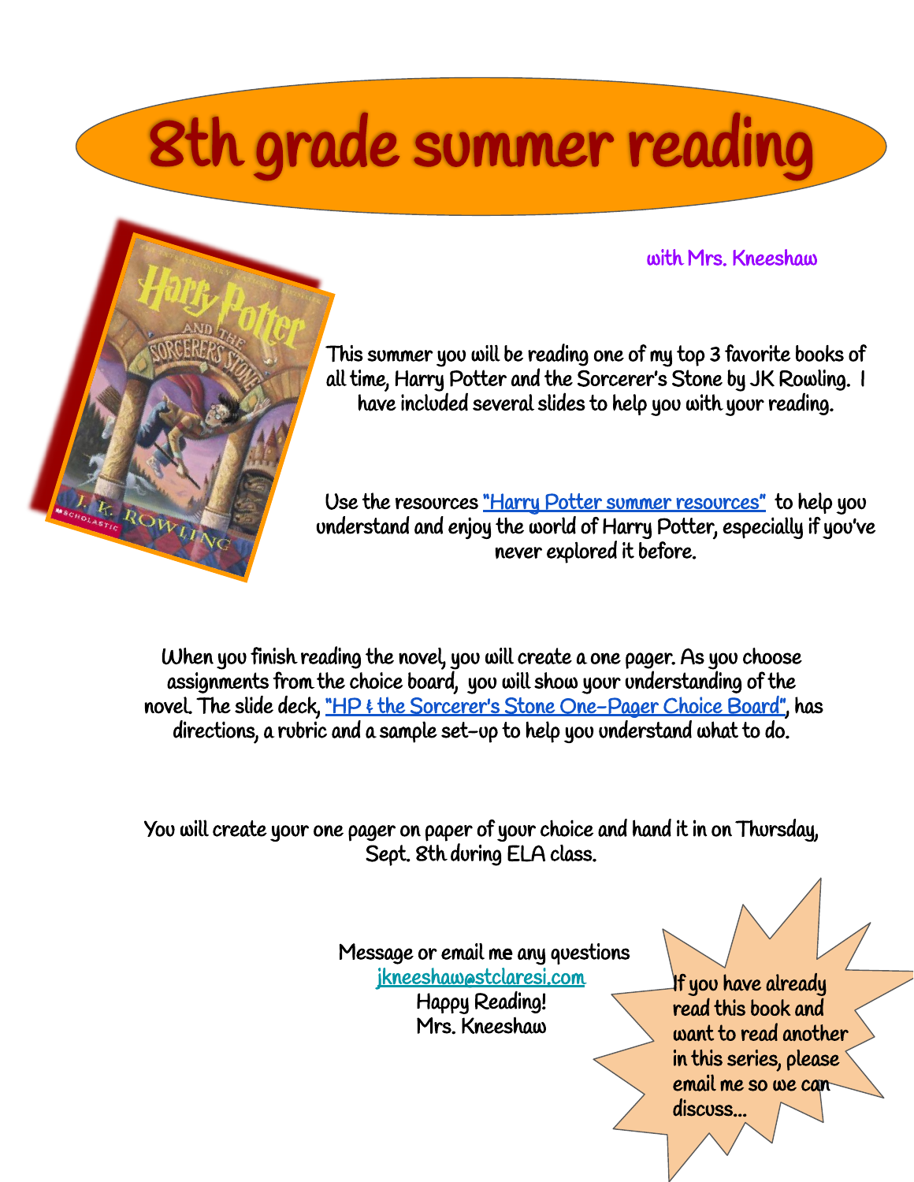# 8th grade summer reading

with Mrs. Kneeshaw

This summer you will be reading one of my top 3 favorite books of all time, Harry Potter and the Sorcerer's Stone by JK Rowling. I have included several slides to help you with your reading.

Use the resources "Harry Potter summer resources" to help you understand and enjoy the world of Harry Potter, especially if you've never explored it before.

When you finish reading the novel, you will create a one pager. As you choose assignments from the choice board, you will show your understanding of the novel. The slide deck, "HP & the Sorcerer's Stone One-Pager Choice Board", has directions, a rubric and a sample set-up to help you understand what to do.

You will create your one pager on paper of your choice and hand it in on Thursday, Sept. 8th during ELA class.

Message or email me any questions
jkneeshaw@stclaresi.com
Happy Reading!
Mrs. Kneeshaw

If you have already read this book and want to read another in this series, please email me so we can discuss...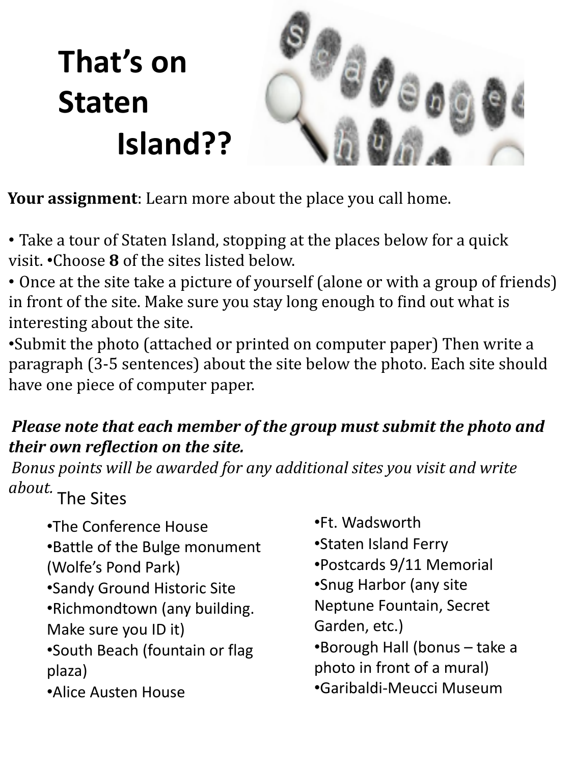# That's on Staten Island??

**Your assignment**: Learn more about the place you call home.

- Take a tour of Staten Island, stopping at the places below for a quick visit. •Choose **8** of the sites listed below.
- Once at the site take a picture of yourself (alone or with a group of friends) in front of the site. Make sure you stay long enough to find out what is interesting about the site.
- Submit the photo (attached or printed on computer paper) Then write a paragraph (3-5 sentences) about the site below the photo. Each site should have one piece of computer paper.

***Please note that each member of the group must submit the photo and their own reflection on the site.***

*Bonus points will be awarded for any additional sites you visit and write about.*

## The Sites

- The Conference House
- Battle of the Bulge monument (Wolfe's Pond Park)
- Sandy Ground Historic Site
- Richmondtown (any building. Make sure you ID it)
- South Beach (fountain or flag plaza)
- Alice Austen House
- Ft. Wadsworth
- Staten Island Ferry
- Postcards 9/11 Memorial
- Snug Harbor (any site Neptune Fountain, Secret Garden, etc.)
- Borough Hall (bonus – take a photo in front of a mural)
- Garibaldi-Meucci Museum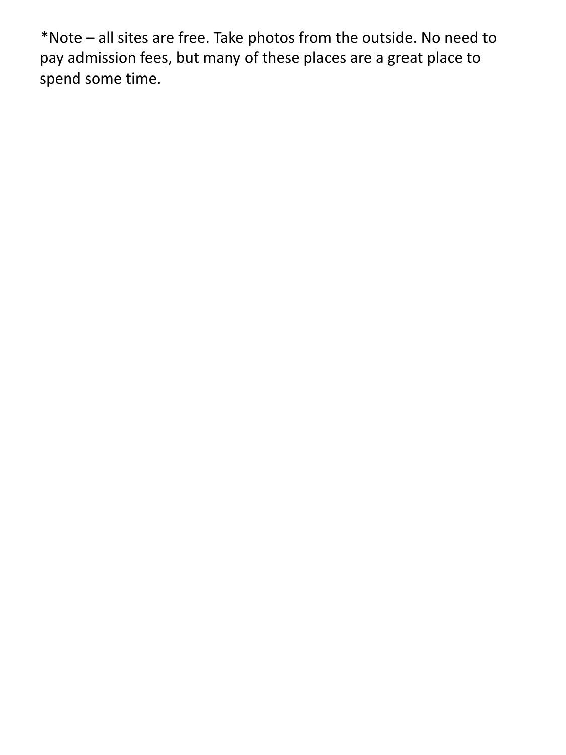*Note – all sites are free. Take photos from the outside. No need to pay admission fees, but many of these places are a great place to spend some time.